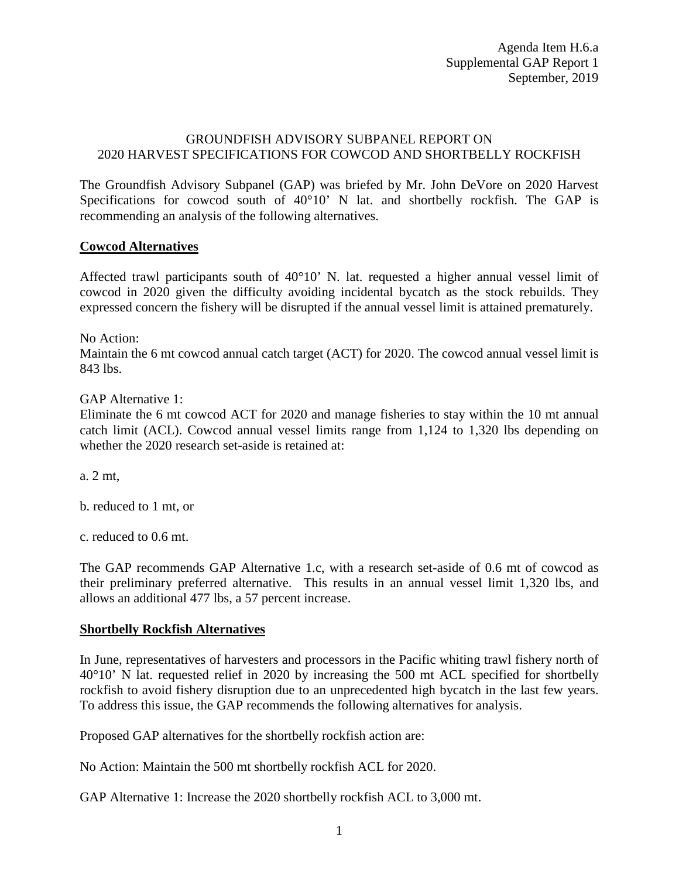Agenda Item H.6.a
Supplemental GAP Report 1
September, 2019

# GROUNDFISH ADVISORY SUBPANEL REPORT ON 2020 HARVEST SPECIFICATIONS FOR COWCOD AND SHORTBELLY ROCKFISH

The Groundfish Advisory Subpanel (GAP) was briefed by Mr. John DeVore on 2020 Harvest Specifications for cowcod south of 40°10' N lat. and shortbelly rockfish. The GAP is recommending an analysis of the following alternatives.

## Cowcod Alternatives

Affected trawl participants south of 40°10' N. lat. requested a higher annual vessel limit of cowcod in 2020 given the difficulty avoiding incidental bycatch as the stock rebuilds. They expressed concern the fishery will be disrupted if the annual vessel limit is attained prematurely.

No Action:
Maintain the 6 mt cowcod annual catch target (ACT) for 2020. The cowcod annual vessel limit is 843 lbs.

GAP Alternative 1:
Eliminate the 6 mt cowcod ACT for 2020 and manage fisheries to stay within the 10 mt annual catch limit (ACL). Cowcod annual vessel limits range from 1,124 to 1,320 lbs depending on whether the 2020 research set-aside is retained at:

a. 2 mt,

b. reduced to 1 mt, or

c. reduced to 0.6 mt.

The GAP recommends GAP Alternative 1.c, with a research set-aside of 0.6 mt of cowcod as their preliminary preferred alternative. This results in an annual vessel limit 1,320 lbs, and allows an additional 477 lbs, a 57 percent increase.

## Shortbelly Rockfish Alternatives

In June, representatives of harvesters and processors in the Pacific whiting trawl fishery north of 40°10' N lat. requested relief in 2020 by increasing the 500 mt ACL specified for shortbelly rockfish to avoid fishery disruption due to an unprecedented high bycatch in the last few years. To address this issue, the GAP recommends the following alternatives for analysis.

Proposed GAP alternatives for the shortbelly rockfish action are:

No Action: Maintain the 500 mt shortbelly rockfish ACL for 2020.

GAP Alternative 1: Increase the 2020 shortbelly rockfish ACL to 3,000 mt.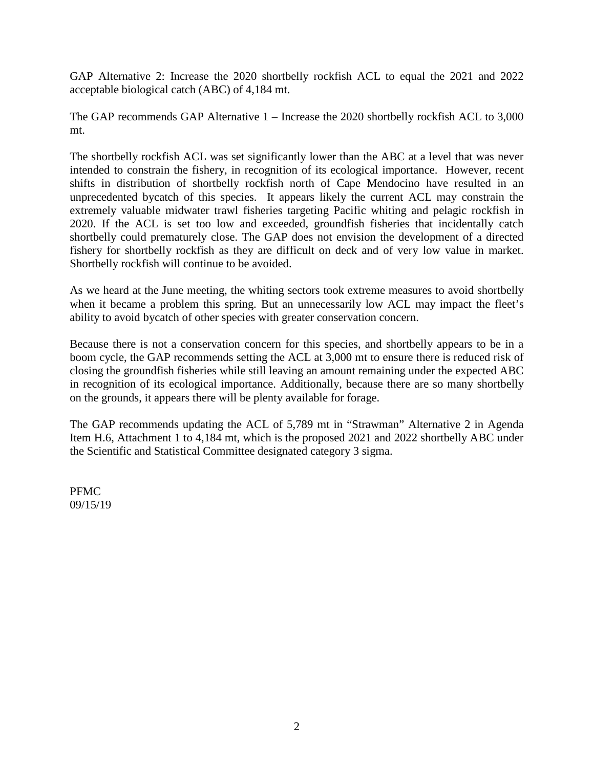GAP Alternative 2: Increase the 2020 shortbelly rockfish ACL to equal the 2021 and 2022 acceptable biological catch (ABC) of 4,184 mt.

The GAP recommends GAP Alternative 1 – Increase the 2020 shortbelly rockfish ACL to 3,000 mt.

The shortbelly rockfish ACL was set significantly lower than the ABC at a level that was never intended to constrain the fishery, in recognition of its ecological importance. However, recent shifts in distribution of shortbelly rockfish north of Cape Mendocino have resulted in an unprecedented bycatch of this species. It appears likely the current ACL may constrain the extremely valuable midwater trawl fisheries targeting Pacific whiting and pelagic rockfish in 2020. If the ACL is set too low and exceeded, groundfish fisheries that incidentally catch shortbelly could prematurely close. The GAP does not envision the development of a directed fishery for shortbelly rockfish as they are difficult on deck and of very low value in market. Shortbelly rockfish will continue to be avoided.

As we heard at the June meeting, the whiting sectors took extreme measures to avoid shortbelly when it became a problem this spring. But an unnecessarily low ACL may impact the fleet's ability to avoid bycatch of other species with greater conservation concern.

Because there is not a conservation concern for this species, and shortbelly appears to be in a boom cycle, the GAP recommends setting the ACL at 3,000 mt to ensure there is reduced risk of closing the groundfish fisheries while still leaving an amount remaining under the expected ABC in recognition of its ecological importance. Additionally, because there are so many shortbelly on the grounds, it appears there will be plenty available for forage.

The GAP recommends updating the ACL of 5,789 mt in "Strawman" Alternative 2 in Agenda Item H.6, Attachment 1 to 4,184 mt, which is the proposed 2021 and 2022 shortbelly ABC under the Scientific and Statistical Committee designated category 3 sigma.

PFMC
09/15/19